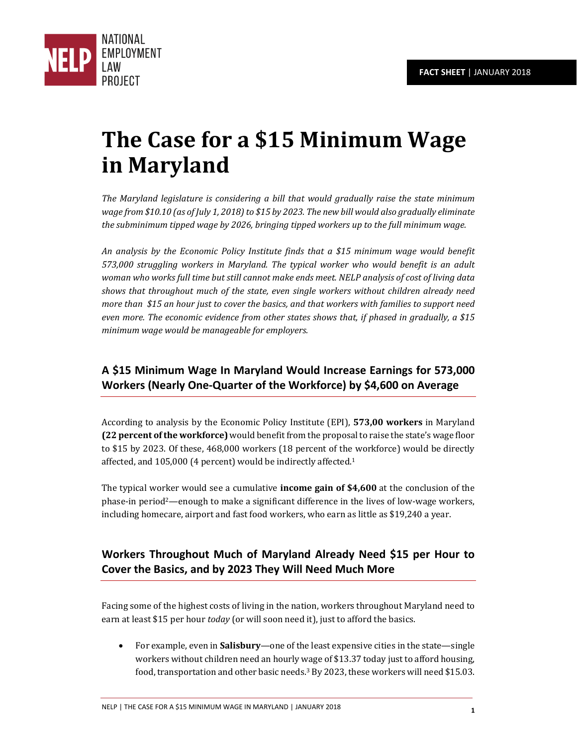NATIONAL EMPLOYMENT LAW PROJECT

**FACT SHEET** | JANUARY 2018

# The Case for a $15 Minimum Wage in Maryland

*The Maryland legislature is considering a bill that would gradually raise the state minimum wage from $10.10 (as of July 1, 2018) to $15 by 2023. The new bill would also gradually eliminate the subminimum tipped wage by 2026, bringing tipped workers up to the full minimum wage.*

*An analysis by the Economic Policy Institute finds that a $15 minimum wage would benefit 573,000 struggling workers in Maryland. The typical worker who would benefit is an adult woman who works full time but still cannot make ends meet. NELP analysis of cost of living data shows that throughout much of the state, even single workers without children already need more than $15 an hour just to cover the basics, and that workers with families to support need even more. The economic evidence from other states shows that, if phased in gradually, a $15 minimum wage would be manageable for employers.*

## A $15 Minimum Wage In Maryland Would Increase Earnings for 573,000 Workers (Nearly One-Quarter of the Workforce) by $4,600 on Average

According to analysis by the Economic Policy Institute (EPI), **573,00 workers** in Maryland **(22 percent of the workforce)** would benefit from the proposal to raise the state's wage floor to $15 by 2023. Of these, 468,000 workers (18 percent of the workforce) would be directly affected, and 105,000 (4 percent) would be indirectly affected.[1]

The typical worker would see a cumulative **income gain of $4,600** at the conclusion of the phase-in period[2]—enough to make a significant difference in the lives of low-wage workers, including homecare, airport and fast food workers, who earn as little as $19,240 a year.

## Workers Throughout Much of Maryland Already Need $15 per Hour to Cover the Basics, and by 2023 They Will Need Much More

Facing some of the highest costs of living in the nation, workers throughout Maryland need to earn at least $15 per hour *today* (or will soon need it), just to afford the basics.

- For example, even in **Salisbury**—one of the least expensive cities in the state—single workers without children need an hourly wage of $13.37 today just to afford housing, food, transportation and other basic needs.[3] By 2023, these workers will need $15.03.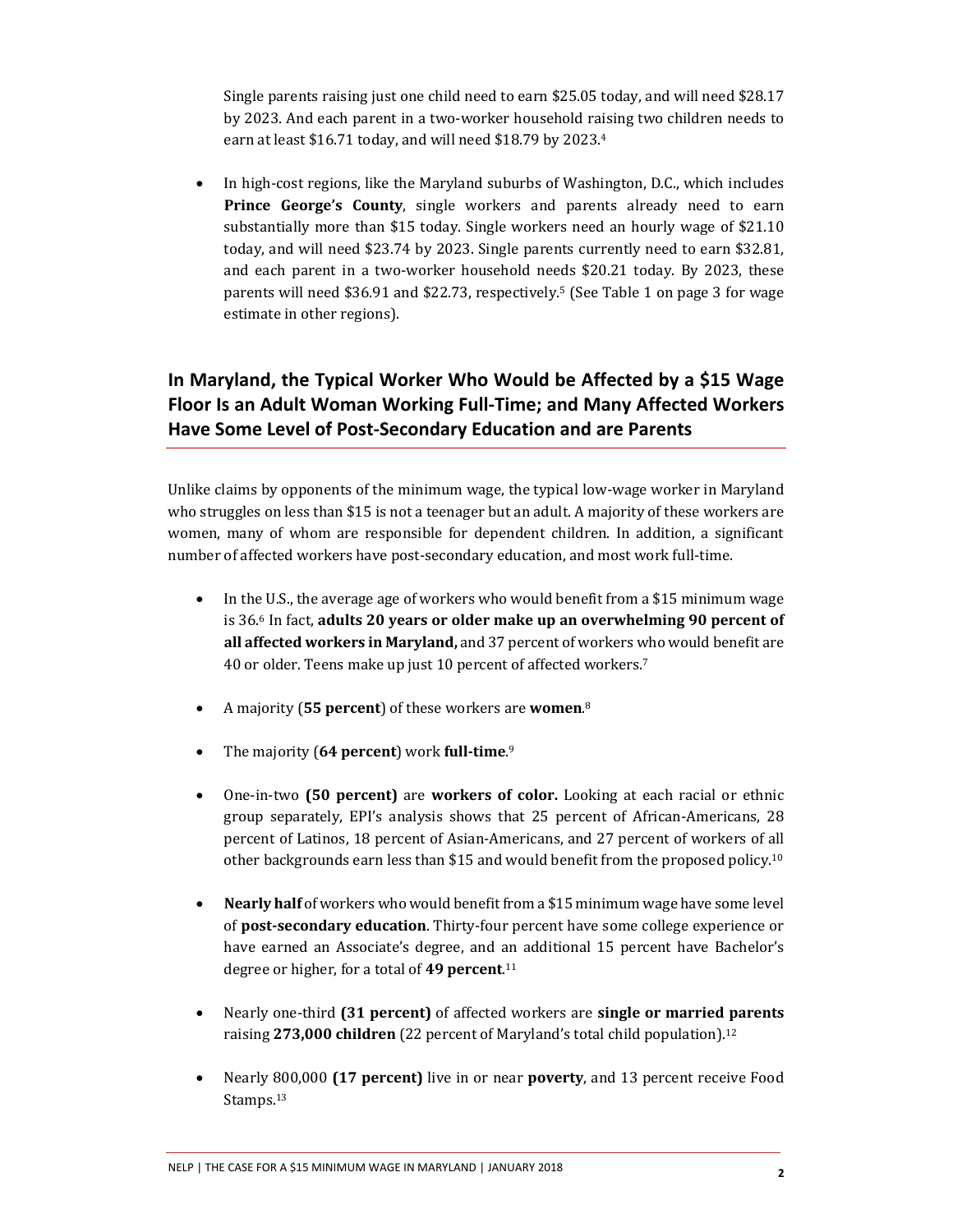Single parents raising just one child need to earn $25.05 today, and will need $28.17 by 2023. And each parent in a two-worker household raising two children needs to earn at least $16.71 today, and will need $18.79 by 2023.[4]

- In high-cost regions, like the Maryland suburbs of Washington, D.C., which includes **Prince George's County**, single workers and parents already need to earn substantially more than $15 today. Single workers need an hourly wage of $21.10 today, and will need $23.74 by 2023. Single parents currently need to earn $32.81, and each parent in a two-worker household needs $20.21 today. By 2023, these parents will need $36.91 and $22.73, respectively.[5] (See Table 1 on page 3 for wage estimate in other regions).

## In Maryland, the Typical Worker Who Would be Affected by a $15 Wage Floor Is an Adult Woman Working Full-Time; and Many Affected Workers Have Some Level of Post-Secondary Education and are Parents

Unlike claims by opponents of the minimum wage, the typical low-wage worker in Maryland who struggles on less than $15 is not a teenager but an adult. A majority of these workers are women, many of whom are responsible for dependent children. In addition, a significant number of affected workers have post-secondary education, and most work full-time.

- In the U.S., the average age of workers who would benefit from a $15 minimum wage is 36.[6] In fact, **adults 20 years or older make up an overwhelming 90 percent of all affected workers in Maryland,** and 37 percent of workers who would benefit are 40 or older. Teens make up just 10 percent of affected workers.[7]

- A majority (**55 percent**) of these workers are **women**.[8]

- The majority (**64 percent**) work **full-time**.[9]

- One-in-two **(50 percent)** are **workers of color.** Looking at each racial or ethnic group separately, EPI's analysis shows that 25 percent of African-Americans, 28 percent of Latinos, 18 percent of Asian-Americans, and 27 percent of workers of all other backgrounds earn less than $15 and would benefit from the proposed policy.[10]

- **Nearly half** of workers who would benefit from a $15 minimum wage have some level of **post-secondary education**. Thirty-four percent have some college experience or have earned an Associate's degree, and an additional 15 percent have Bachelor's degree or higher, for a total of **49 percent**.[11]

- Nearly one-third **(31 percent)** of affected workers are **single or married parents** raising **273,000 children** (22 percent of Maryland's total child population).[12]

- Nearly 800,000 **(17 percent)** live in or near **poverty**, and 13 percent receive Food Stamps.[13]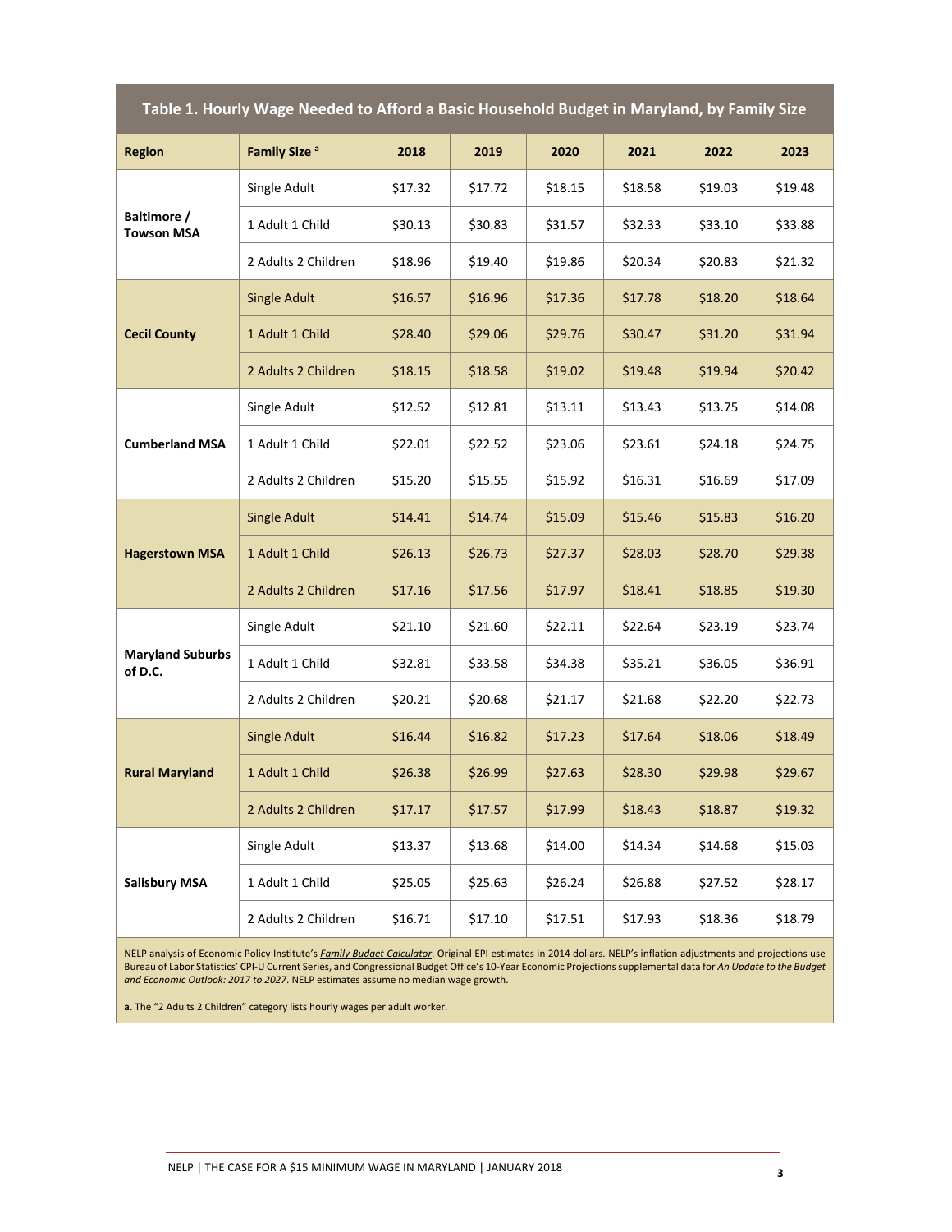| Table 1. Hourly Wage Needed to Afford a Basic Household Budget in Maryland, by Family Size | | | | | | | |
|---|---|---|---|---|---|---|---|
| **Region** | **Family Size [a]** | **2018** | **2019** | **2020** | **2021** | **2022** | **2023** |
| **Baltimore / Towson MSA** | Single Adult | $17.32 | $17.72 | $18.15 | $18.58 | $19.03 | $19.48 |
| | 1 Adult 1 Child | $30.13 | $30.83 | $31.57 | $32.33 | $33.10 | $33.88 |
| | 2 Adults 2 Children | $18.96 | $19.40 | $19.86 | $20.34 | $20.83 | $21.32 |
| **Cecil County** | Single Adult | $16.57 | $16.96 | $17.36 | $17.78 | $18.20 | $18.64 |
| | 1 Adult 1 Child | $28.40 | $29.06 | $29.76 | $30.47 | $31.20 | $31.94 |
| | 2 Adults 2 Children | $18.15 | $18.58 | $19.02 | $19.48 | $19.94 | $20.42 |
| **Cumberland MSA** | Single Adult | $12.52 | $12.81 | $13.11 | $13.43 | $13.75 | $14.08 |
| | 1 Adult 1 Child | $22.01 | $22.52 | $23.06 | $23.61 | $24.18 | $24.75 |
| | 2 Adults 2 Children | $15.20 | $15.55 | $15.92 | $16.31 | $16.69 | $17.09 |
| **Hagerstown MSA** | Single Adult | $14.41 | $14.74 | $15.09 | $15.46 | $15.83 | $16.20 |
| | 1 Adult 1 Child | $26.13 | $26.73 | $27.37 | $28.03 | $28.70 | $29.38 |
| | 2 Adults 2 Children | $17.16 | $17.56 | $17.97 | $18.41 | $18.85 | $19.30 |
| **Maryland Suburbs of D.C.** | Single Adult | $21.10 | $21.60 | $22.11 | $22.64 | $23.19 | $23.74 |
| | 1 Adult 1 Child | $32.81 | $33.58 | $34.38 | $35.21 | $36.05 | $36.91 |
| | 2 Adults 2 Children | $20.21 | $20.68 | $21.17 | $21.68 | $22.20 | $22.73 |
| **Rural Maryland** | Single Adult | $16.44 | $16.82 | $17.23 | $17.64 | $18.06 | $18.49 |
| | 1 Adult 1 Child | $26.38 | $26.99 | $27.63 | $28.30 | $29.98 | $29.67 |
| | 2 Adults 2 Children | $17.17 | $17.57 | $17.99 | $18.43 | $18.87 | $19.32 |
| **Salisbury MSA** | Single Adult | $13.37 | $13.68 | $14.00 | $14.34 | $14.68 | $15.03 |
| | 1 Adult 1 Child | $25.05 | $25.63 | $26.24 | $26.88 | $27.52 | $28.17 |
| | 2 Adults 2 Children | $16.71 | $17.10 | $17.51 | $17.93 | $18.36 | $18.79 |

NELP analysis of Economic Policy Institute's *Family Budget Calculator*. Original EPI estimates in 2014 dollars. NELP's inflation adjustments and projections use Bureau of Labor Statistics' CPI-U Current Series, and Congressional Budget Office's 10-Year Economic Projections supplemental data for *An Update to the Budget and Economic Outlook: 2017 to 2027*. NELP estimates assume no median wage growth.

**a.** The "2 Adults 2 Children" category lists hourly wages per adult worker.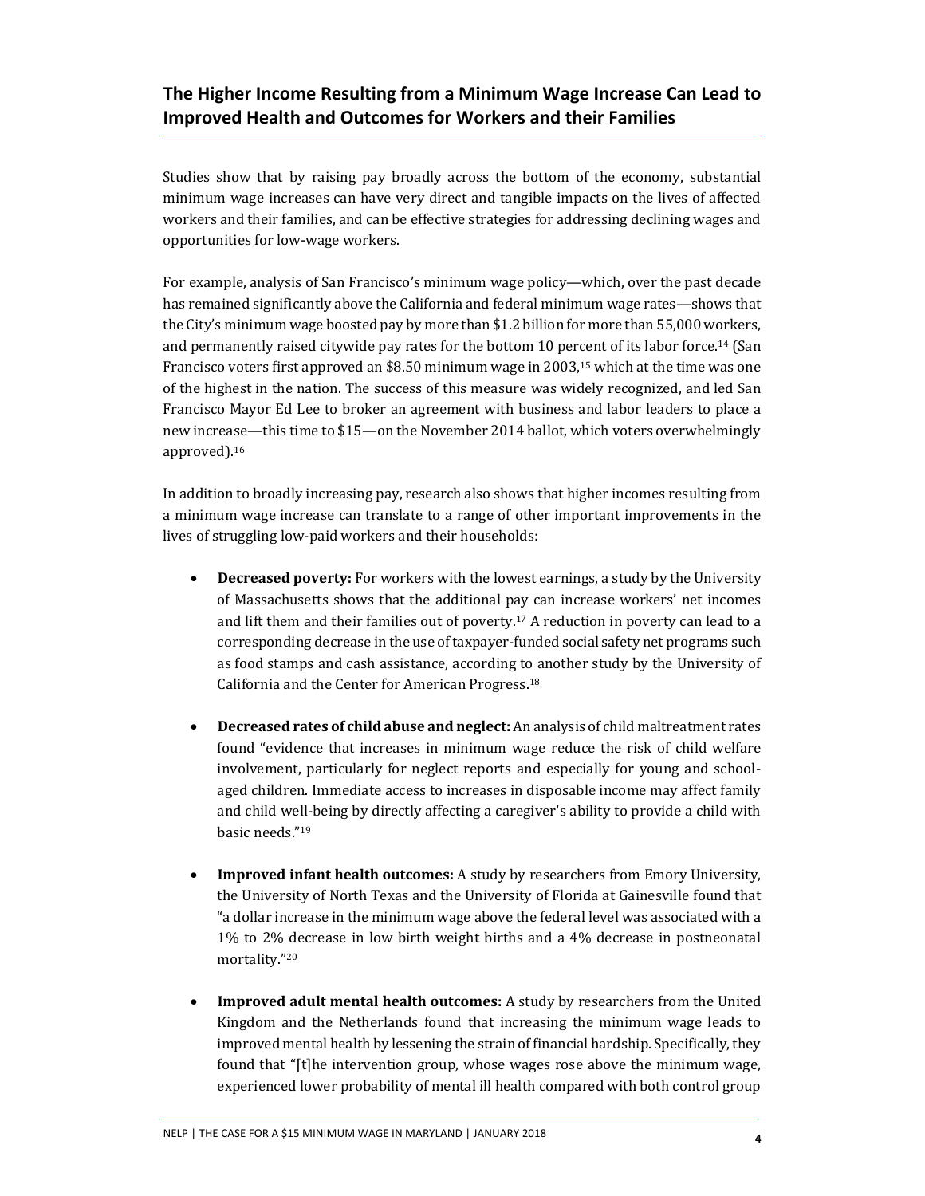## The Higher Income Resulting from a Minimum Wage Increase Can Lead to Improved Health and Outcomes for Workers and their Families

Studies show that by raising pay broadly across the bottom of the economy, substantial minimum wage increases can have very direct and tangible impacts on the lives of affected workers and their families, and can be effective strategies for addressing declining wages and opportunities for low-wage workers.

For example, analysis of San Francisco's minimum wage policy—which, over the past decade has remained significantly above the California and federal minimum wage rates—shows that the City's minimum wage boosted pay by more than $1.2 billion for more than 55,000 workers, and permanently raised citywide pay rates for the bottom 10 percent of its labor force.[14] (San Francisco voters first approved an $8.50 minimum wage in 2003,[15] which at the time was one of the highest in the nation. The success of this measure was widely recognized, and led San Francisco Mayor Ed Lee to broker an agreement with business and labor leaders to place a new increase—this time to $15—on the November 2014 ballot, which voters overwhelmingly approved).[16]

In addition to broadly increasing pay, research also shows that higher incomes resulting from a minimum wage increase can translate to a range of other important improvements in the lives of struggling low-paid workers and their households:

- **Decreased poverty:** For workers with the lowest earnings, a study by the University of Massachusetts shows that the additional pay can increase workers' net incomes and lift them and their families out of poverty.[17] A reduction in poverty can lead to a corresponding decrease in the use of taxpayer-funded social safety net programs such as food stamps and cash assistance, according to another study by the University of California and the Center for American Progress.[18]

- **Decreased rates of child abuse and neglect:** An analysis of child maltreatment rates found "evidence that increases in minimum wage reduce the risk of child welfare involvement, particularly for neglect reports and especially for young and school-aged children. Immediate access to increases in disposable income may affect family and child well-being by directly affecting a caregiver's ability to provide a child with basic needs."[19]

- **Improved infant health outcomes:** A study by researchers from Emory University, the University of North Texas and the University of Florida at Gainesville found that "a dollar increase in the minimum wage above the federal level was associated with a 1% to 2% decrease in low birth weight births and a 4% decrease in postneonatal mortality."[20]

- **Improved adult mental health outcomes:** A study by researchers from the United Kingdom and the Netherlands found that increasing the minimum wage leads to improved mental health by lessening the strain of financial hardship. Specifically, they found that "[t]he intervention group, whose wages rose above the minimum wage, experienced lower probability of mental ill health compared with both control group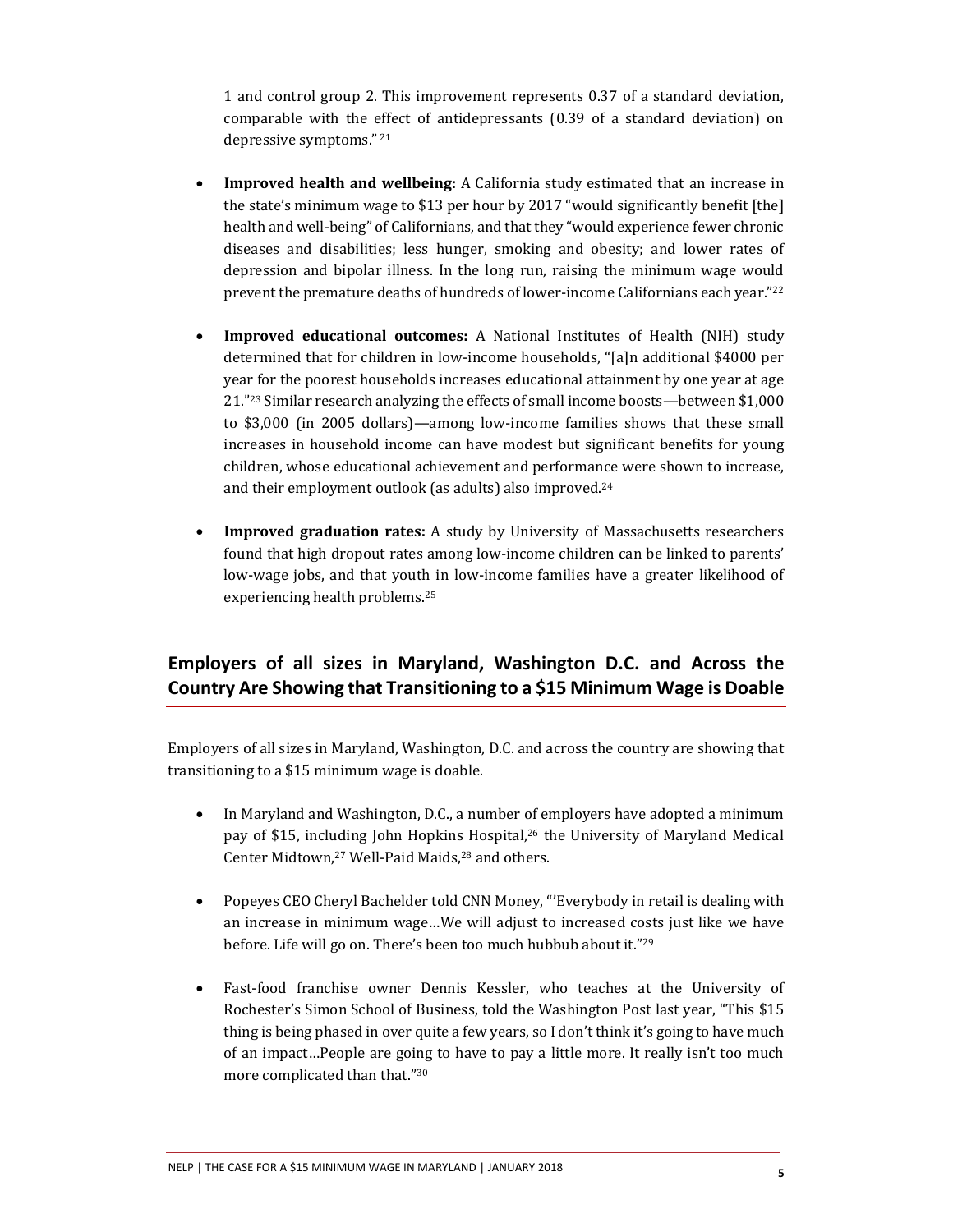1 and control group 2. This improvement represents 0.37 of a standard deviation, comparable with the effect of antidepressants (0.39 of a standard deviation) on depressive symptoms." [21]

- **Improved health and wellbeing:** A California study estimated that an increase in the state's minimum wage to $13 per hour by 2017 "would significantly benefit [the] health and well-being" of Californians, and that they "would experience fewer chronic diseases and disabilities; less hunger, smoking and obesity; and lower rates of depression and bipolar illness. In the long run, raising the minimum wage would prevent the premature deaths of hundreds of lower-income Californians each year."[22]

- **Improved educational outcomes:** A National Institutes of Health (NIH) study determined that for children in low-income households, "[a]n additional $4000 per year for the poorest households increases educational attainment by one year at age 21."[23] Similar research analyzing the effects of small income boosts—between $1,000 to $3,000 (in 2005 dollars)—among low-income families shows that these small increases in household income can have modest but significant benefits for young children, whose educational achievement and performance were shown to increase, and their employment outlook (as adults) also improved.[24]

- **Improved graduation rates:** A study by University of Massachusetts researchers found that high dropout rates among low-income children can be linked to parents' low-wage jobs, and that youth in low-income families have a greater likelihood of experiencing health problems.[25]

## Employers of all sizes in Maryland, Washington D.C. and Across the Country Are Showing that Transitioning to a $15 Minimum Wage is Doable

Employers of all sizes in Maryland, Washington, D.C. and across the country are showing that transitioning to a $15 minimum wage is doable.

- In Maryland and Washington, D.C., a number of employers have adopted a minimum pay of $15, including John Hopkins Hospital,[26] the University of Maryland Medical Center Midtown,[27] Well-Paid Maids,[28] and others.

- Popeyes CEO Cheryl Bachelder told CNN Money, "'Everybody in retail is dealing with an increase in minimum wage…We will adjust to increased costs just like we have before. Life will go on. There's been too much hubbub about it."[29]

- Fast-food franchise owner Dennis Kessler, who teaches at the University of Rochester's Simon School of Business, told the Washington Post last year, "This $15 thing is being phased in over quite a few years, so I don't think it's going to have much of an impact…People are going to have to pay a little more. It really isn't too much more complicated than that."[30]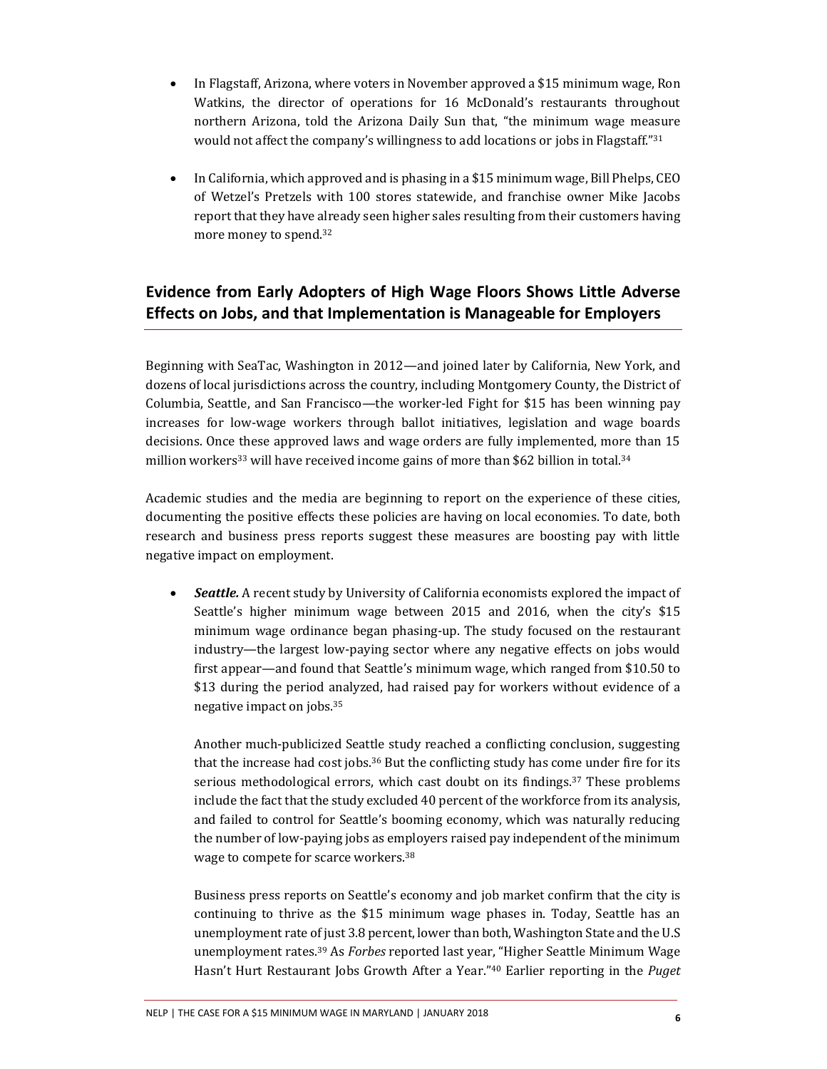- In Flagstaff, Arizona, where voters in November approved a $15 minimum wage, Ron Watkins, the director of operations for 16 McDonald's restaurants throughout northern Arizona, told the Arizona Daily Sun that, "the minimum wage measure would not affect the company's willingness to add locations or jobs in Flagstaff."[31]

- In California, which approved and is phasing in a $15 minimum wage, Bill Phelps, CEO of Wetzel's Pretzels with 100 stores statewide, and franchise owner Mike Jacobs report that they have already seen higher sales resulting from their customers having more money to spend.[32]

## Evidence from Early Adopters of High Wage Floors Shows Little Adverse Effects on Jobs, and that Implementation is Manageable for Employers

Beginning with SeaTac, Washington in 2012—and joined later by California, New York, and dozens of local jurisdictions across the country, including Montgomery County, the District of Columbia, Seattle, and San Francisco—the worker-led Fight for $15 has been winning pay increases for low-wage workers through ballot initiatives, legislation and wage boards decisions. Once these approved laws and wage orders are fully implemented, more than 15 million workers[33] will have received income gains of more than $62 billion in total.[34]

Academic studies and the media are beginning to report on the experience of these cities, documenting the positive effects these policies are having on local economies. To date, both research and business press reports suggest these measures are boosting pay with little negative impact on employment.

- ***Seattle.*** A recent study by University of California economists explored the impact of Seattle's higher minimum wage between 2015 and 2016, when the city's $15 minimum wage ordinance began phasing-up. The study focused on the restaurant industry—the largest low-paying sector where any negative effects on jobs would first appear—and found that Seattle's minimum wage, which ranged from $10.50 to $13 during the period analyzed, had raised pay for workers without evidence of a negative impact on jobs.[35]

  Another much-publicized Seattle study reached a conflicting conclusion, suggesting that the increase had cost jobs.[36] But the conflicting study has come under fire for its serious methodological errors, which cast doubt on its findings.[37] These problems include the fact that the study excluded 40 percent of the workforce from its analysis, and failed to control for Seattle's booming economy, which was naturally reducing the number of low-paying jobs as employers raised pay independent of the minimum wage to compete for scarce workers.[38]

  Business press reports on Seattle's economy and job market confirm that the city is continuing to thrive as the $15 minimum wage phases in. Today, Seattle has an unemployment rate of just 3.8 percent, lower than both, Washington State and the U.S unemployment rates.[39] As *Forbes* reported last year, "Higher Seattle Minimum Wage Hasn't Hurt Restaurant Jobs Growth After a Year."[40] Earlier reporting in the *Puget*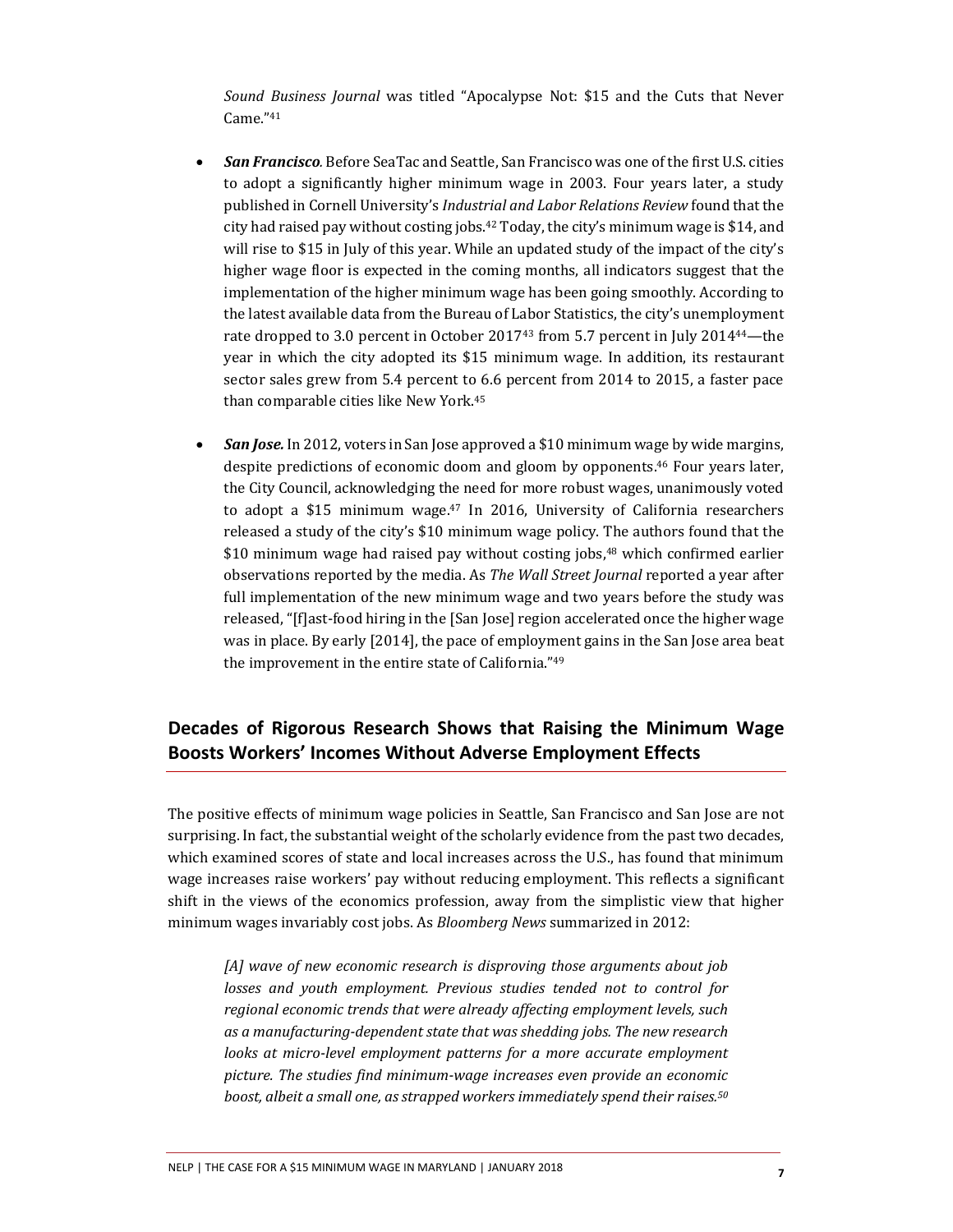*Sound Business Journal* was titled "Apocalypse Not: $15 and the Cuts that Never Came."[41]

- ***San Francisco***. Before SeaTac and Seattle, San Francisco was one of the first U.S. cities to adopt a significantly higher minimum wage in 2003. Four years later, a study published in Cornell University's *Industrial and Labor Relations Review* found that the city had raised pay without costing jobs.[42] Today, the city's minimum wage is $14, and will rise to $15 in July of this year. While an updated study of the impact of the city's higher wage floor is expected in the coming months, all indicators suggest that the implementation of the higher minimum wage has been going smoothly. According to the latest available data from the Bureau of Labor Statistics, the city's unemployment rate dropped to 3.0 percent in October 2017[43] from 5.7 percent in July 2014[44]—the year in which the city adopted its $15 minimum wage. In addition, its restaurant sector sales grew from 5.4 percent to 6.6 percent from 2014 to 2015, a faster pace than comparable cities like New York.[45]

- ***San Jose.*** In 2012, voters in San Jose approved a $10 minimum wage by wide margins, despite predictions of economic doom and gloom by opponents.[46] Four years later, the City Council, acknowledging the need for more robust wages, unanimously voted to adopt a $15 minimum wage.[47] In 2016, University of California researchers released a study of the city's $10 minimum wage policy. The authors found that the $10 minimum wage had raised pay without costing jobs,[48] which confirmed earlier observations reported by the media. As *The Wall Street Journal* reported a year after full implementation of the new minimum wage and two years before the study was released, "[f]ast-food hiring in the [San Jose] region accelerated once the higher wage was in place. By early [2014], the pace of employment gains in the San Jose area beat the improvement in the entire state of California."[49]

## Decades of Rigorous Research Shows that Raising the Minimum Wage Boosts Workers' Incomes Without Adverse Employment Effects

The positive effects of minimum wage policies in Seattle, San Francisco and San Jose are not surprising. In fact, the substantial weight of the scholarly evidence from the past two decades, which examined scores of state and local increases across the U.S., has found that minimum wage increases raise workers' pay without reducing employment. This reflects a significant shift in the views of the economics profession, away from the simplistic view that higher minimum wages invariably cost jobs. As *Bloomberg News* summarized in 2012:

> *[A] wave of new economic research is disproving those arguments about job losses and youth employment. Previous studies tended not to control for regional economic trends that were already affecting employment levels, such as a manufacturing-dependent state that was shedding jobs. The new research looks at micro-level employment patterns for a more accurate employment picture. The studies find minimum-wage increases even provide an economic boost, albeit a small one, as strapped workers immediately spend their raises.*[50]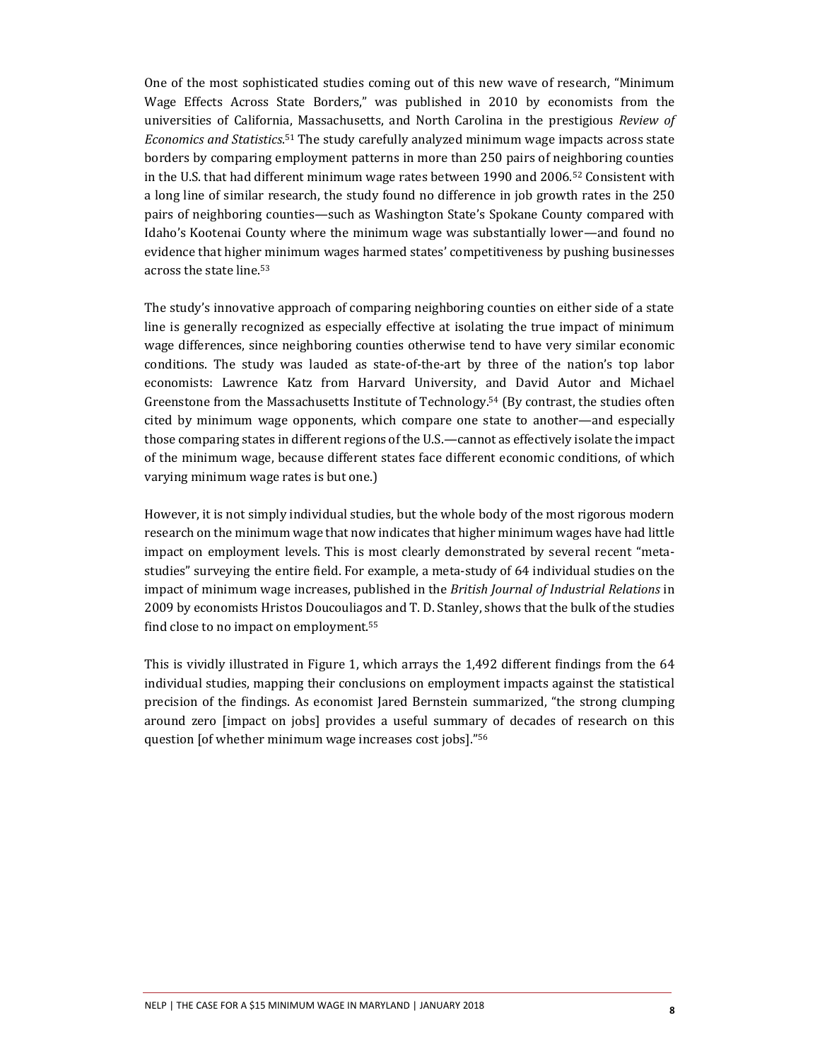One of the most sophisticated studies coming out of this new wave of research, "Minimum Wage Effects Across State Borders," was published in 2010 by economists from the universities of California, Massachusetts, and North Carolina in the prestigious *Review of Economics and Statistics*.[51] The study carefully analyzed minimum wage impacts across state borders by comparing employment patterns in more than 250 pairs of neighboring counties in the U.S. that had different minimum wage rates between 1990 and 2006.[52] Consistent with a long line of similar research, the study found no difference in job growth rates in the 250 pairs of neighboring counties—such as Washington State's Spokane County compared with Idaho's Kootenai County where the minimum wage was substantially lower—and found no evidence that higher minimum wages harmed states' competitiveness by pushing businesses across the state line.[53]

The study's innovative approach of comparing neighboring counties on either side of a state line is generally recognized as especially effective at isolating the true impact of minimum wage differences, since neighboring counties otherwise tend to have very similar economic conditions. The study was lauded as state-of-the-art by three of the nation's top labor economists: Lawrence Katz from Harvard University, and David Autor and Michael Greenstone from the Massachusetts Institute of Technology.[54] (By contrast, the studies often cited by minimum wage opponents, which compare one state to another—and especially those comparing states in different regions of the U.S.—cannot as effectively isolate the impact of the minimum wage, because different states face different economic conditions, of which varying minimum wage rates is but one.)

However, it is not simply individual studies, but the whole body of the most rigorous modern research on the minimum wage that now indicates that higher minimum wages have had little impact on employment levels. This is most clearly demonstrated by several recent "meta-studies" surveying the entire field. For example, a meta-study of 64 individual studies on the impact of minimum wage increases, published in the *British Journal of Industrial Relations* in 2009 by economists Hristos Doucouliagos and T. D. Stanley, shows that the bulk of the studies find close to no impact on employment.[55]

This is vividly illustrated in Figure 1, which arrays the 1,492 different findings from the 64 individual studies, mapping their conclusions on employment impacts against the statistical precision of the findings. As economist Jared Bernstein summarized, "the strong clumping around zero [impact on jobs] provides a useful summary of decades of research on this question [of whether minimum wage increases cost jobs]."[56]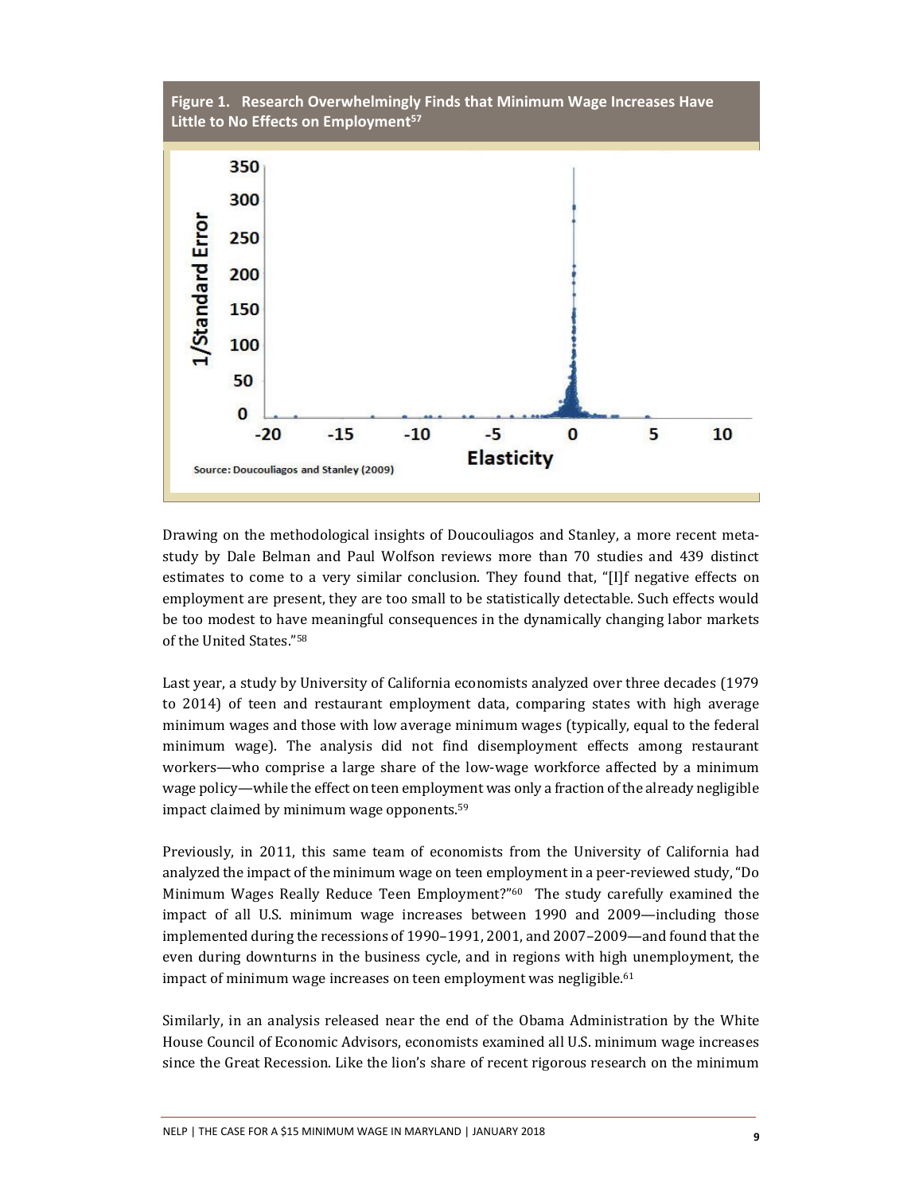**Figure 1. Research Overwhelmingly Finds that Minimum Wage Increases Have Little to No Effects on Employment**[57]

Source: Doucouliagos and Stanley (2009)

Drawing on the methodological insights of Doucouliagos and Stanley, a more recent meta-study by Dale Belman and Paul Wolfson reviews more than 70 studies and 439 distinct estimates to come to a very similar conclusion. They found that, "[I]f negative effects on employment are present, they are too small to be statistically detectable. Such effects would be too modest to have meaningful consequences in the dynamically changing labor markets of the United States."[58]

Last year, a study by University of California economists analyzed over three decades (1979 to 2014) of teen and restaurant employment data, comparing states with high average minimum wages and those with low average minimum wages (typically, equal to the federal minimum wage). The analysis did not find disemployment effects among restaurant workers—who comprise a large share of the low-wage workforce affected by a minimum wage policy—while the effect on teen employment was only a fraction of the already negligible impact claimed by minimum wage opponents.[59]

Previously, in 2011, this same team of economists from the University of California had analyzed the impact of the minimum wage on teen employment in a peer-reviewed study, "Do Minimum Wages Really Reduce Teen Employment?"[60] The study carefully examined the impact of all U.S. minimum wage increases between 1990 and 2009—including those implemented during the recessions of 1990–1991, 2001, and 2007–2009—and found that the even during downturns in the business cycle, and in regions with high unemployment, the impact of minimum wage increases on teen employment was negligible.[61]

Similarly, in an analysis released near the end of the Obama Administration by the White House Council of Economic Advisors, economists examined all U.S. minimum wage increases since the Great Recession. Like the lion's share of recent rigorous research on the minimum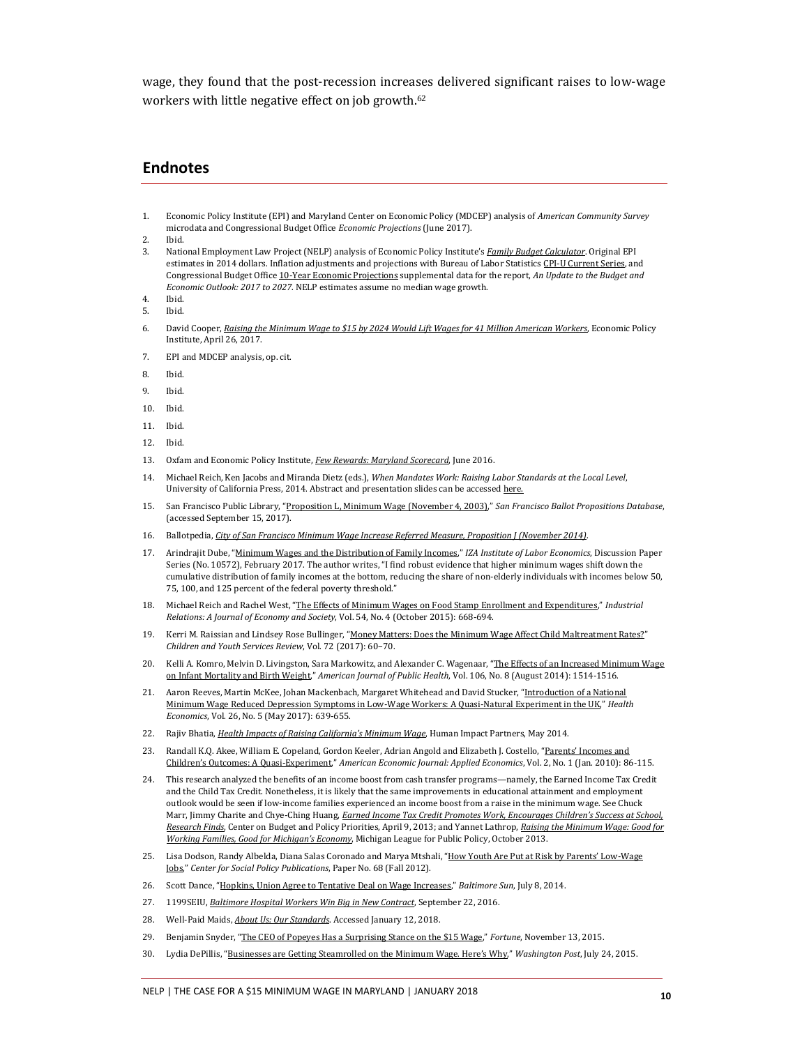wage, they found that the post-recession increases delivered significant raises to low-wage workers with little negative effect on job growth.[62]

## Endnotes

1. Economic Policy Institute (EPI) and Maryland Center on Economic Policy (MDCEP) analysis of *American Community Survey* microdata and Congressional Budget Office *Economic Projections* (June 2017).
2. Ibid.
3. National Employment Law Project (NELP) analysis of Economic Policy Institute's *Family Budget Calculator*. Original EPI estimates in 2014 dollars. Inflation adjustments and projections with Bureau of Labor Statistics CPI-U Current Series, and Congressional Budget Office 10-Year Economic Projections supplemental data for the report, *An Update to the Budget and Economic Outlook: 2017 to 2027*. NELP estimates assume no median wage growth.
4. Ibid.
5. Ibid.
6. David Cooper, *Raising the Minimum Wage to $15 by 2024 Would Lift Wages for 41 Million American Workers*, Economic Policy Institute, April 26, 2017.
7. EPI and MDCEP analysis, op. cit.
8. Ibid.
9. Ibid.
10. Ibid.
11. Ibid.
12. Ibid.
13. Oxfam and Economic Policy Institute, *Few Rewards: Maryland Scorecard*, June 2016.
14. Michael Reich, Ken Jacobs and Miranda Dietz (eds.), *When Mandates Work: Raising Labor Standards at the Local Level*, University of California Press, 2014. Abstract and presentation slides can be accessed here.
15. San Francisco Public Library, "Proposition L, Minimum Wage (November 4, 2003)," *San Francisco Ballot Propositions Database*, (accessed September 15, 2017).
16. Ballotpedia, *City of San Francisco Minimum Wage Increase Referred Measure, Proposition J (November 2014)*.
17. Arindrajit Dube, "Minimum Wages and the Distribution of Family Incomes," *IZA Institute of Labor Economics*, Discussion Paper Series (No. 10572), February 2017. The author writes, "I find robust evidence that higher minimum wages shift down the cumulative distribution of family incomes at the bottom, reducing the share of non-elderly individuals with incomes below 50, 75, 100, and 125 percent of the federal poverty threshold."
18. Michael Reich and Rachel West, "The Effects of Minimum Wages on Food Stamp Enrollment and Expenditures," *Industrial Relations: A Journal of Economy and Society*, Vol. 54, No. 4 (October 2015): 668-694.
19. Kerri M. Raissian and Lindsey Rose Bullinger, "Money Matters: Does the Minimum Wage Affect Child Maltreatment Rates?" *Children and Youth Services Review*, Vol. 72 (2017): 60–70.
20. Kelli A. Komro, Melvin D. Livingston, Sara Markowitz, and Alexander C. Wagenaar, "The Effects of an Increased Minimum Wage on Infant Mortality and Birth Weight," *American Journal of Public Health*, Vol. 106, No. 8 (August 2014): 1514-1516.
21. Aaron Reeves, Martin McKee, Johan Mackenbach, Margaret Whitehead and David Stucker, "Introduction of a National Minimum Wage Reduced Depression Symptoms in Low-Wage Workers: A Quasi-Natural Experiment in the UK," *Health Economics*, Vol. 26, No. 5 (May 2017): 639-655.
22. Rajiv Bhatia, *Health Impacts of Raising California's Minimum Wage*, Human Impact Partners, May 2014.
23. Randall K.Q. Akee, William E. Copeland, Gordon Keeler, Adrian Angold and Elizabeth J. Costello, "Parents' Incomes and Children's Outcomes: A Quasi-Experiment," *American Economic Journal: Applied Economics*, Vol. 2, No. 1 (Jan. 2010): 86-115.
24. This research analyzed the benefits of an income boost from cash transfer programs—namely, the Earned Income Tax Credit and the Child Tax Credit. Nonetheless, it is likely that the same improvements in educational attainment and employment outlook would be seen if low-income families experienced an income boost from a raise in the minimum wage. See Chuck Marr, Jimmy Charite and Chye-Ching Huang, *Earned Income Tax Credit Promotes Work, Encourages Children's Success at School, Research Finds*, Center on Budget and Policy Priorities, April 9, 2013; and Yannet Lathrop, *Raising the Minimum Wage: Good for Working Families, Good for Michigan's Economy*, Michigan League for Public Policy, October 2013.
25. Lisa Dodson, Randy Albelda, Diana Salas Coronado and Marya Mtshali, "How Youth Are Put at Risk by Parents' Low-Wage Jobs," *Center for Social Policy Publications*, Paper No. 68 (Fall 2012).
26. Scott Dance, "Hopkins, Union Agree to Tentative Deal on Wage Increases," *Baltimore Sun*, July 8, 2014.
27. 1199SEIU, *Baltimore Hospital Workers Win Big in New Contract*, September 22, 2016.
28. Well-Paid Maids, *About Us: Our Standards*. Accessed January 12, 2018.
29. Benjamin Snyder, "The CEO of Popeyes Has a Surprising Stance on the $15 Wage," *Fortune*, November 13, 2015.
30. Lydia DePillis, "Businesses are Getting Steamrolled on the Minimum Wage. Here's Why," *Washington Post*, July 24, 2015.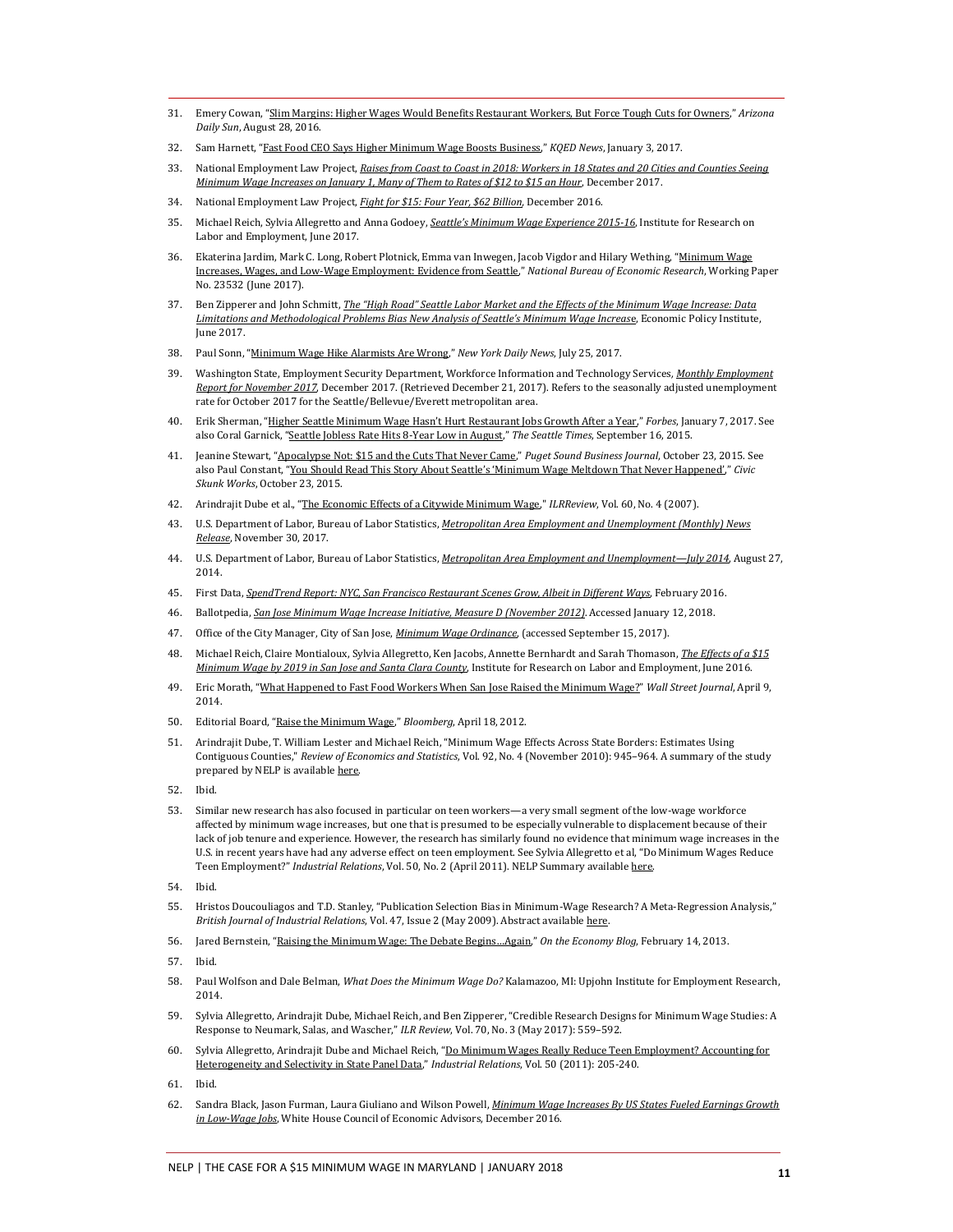31. Emery Cowan, "Slim Margins: Higher Wages Would Benefits Restaurant Workers, But Force Tough Cuts for Owners," *Arizona Daily Sun*, August 28, 2016.

32. Sam Harnett, "Fast Food CEO Says Higher Minimum Wage Boosts Business," *KQED News*, January 3, 2017.

33. National Employment Law Project, *Raises from Coast to Coast in 2018: Workers in 18 States and 20 Cities and Counties Seeing Minimum Wage Increases on January 1, Many of Them to Rates of $12 to $15 an Hour*, December 2017.

34. National Employment Law Project, *Fight for $15: Four Year, $62 Billion*, December 2016.

35. Michael Reich, Sylvia Allegretto and Anna Godoey, *Seattle's Minimum Wage Experience 2015-16*, Institute for Research on Labor and Employment, June 2017.

36. Ekaterina Jardim, Mark C. Long, Robert Plotnick, Emma van Inwegen, Jacob Vigdor and Hilary Wething, "Minimum Wage Increases, Wages, and Low-Wage Employment: Evidence from Seattle," *National Bureau of Economic Research*, Working Paper No. 23532 (June 2017).

37. Ben Zipperer and John Schmitt, *The "High Road" Seattle Labor Market and the Effects of the Minimum Wage Increase: Data Limitations and Methodological Problems Bias New Analysis of Seattle's Minimum Wage Increase*, Economic Policy Institute, June 2017.

38. Paul Sonn, "Minimum Wage Hike Alarmists Are Wrong," *New York Daily News*, July 25, 2017.

39. Washington State, Employment Security Department, Workforce Information and Technology Services, *Monthly Employment Report for November 2017*, December 2017. (Retrieved December 21, 2017). Refers to the seasonally adjusted unemployment rate for October 2017 for the Seattle/Bellevue/Everett metropolitan area.

40. Erik Sherman, "Higher Seattle Minimum Wage Hasn't Hurt Restaurant Jobs Growth After a Year," *Forbes*, January 7, 2017. See also Coral Garnick, "Seattle Jobless Rate Hits 8-Year Low in August," *The Seattle Times*, September 16, 2015.

41. Jeanine Stewart, "Apocalypse Not: $15 and the Cuts That Never Came," *Puget Sound Business Journal*, October 23, 2015. See also Paul Constant, "You Should Read This Story About Seattle's 'Minimum Wage Meltdown That Never Happened'," *Civic Skunk Works*, October 23, 2015.

42. Arindrajit Dube et al., "The Economic Effects of a Citywide Minimum Wage," *ILRReview*, Vol. 60, No. 4 (2007).

43. U.S. Department of Labor, Bureau of Labor Statistics, *Metropolitan Area Employment and Unemployment (Monthly) News Release*, November 30, 2017.

44. U.S. Department of Labor, Bureau of Labor Statistics, *Metropolitan Area Employment and Unemployment—July 2014*, August 27, 2014.

45. First Data, *SpendTrend Report: NYC, San Francisco Restaurant Scenes Grow, Albeit in Different Ways*, February 2016.

46. Ballotpedia, *San Jose Minimum Wage Increase Initiative, Measure D (November 2012)*. Accessed January 12, 2018.

47. Office of the City Manager, City of San Jose, *Minimum Wage Ordinance*, (accessed September 15, 2017).

48. Michael Reich, Claire Montialoux, Sylvia Allegretto, Ken Jacobs, Annette Bernhardt and Sarah Thomason, *The Effects of a $15 Minimum Wage by 2019 in San Jose and Santa Clara County*, Institute for Research on Labor and Employment, June 2016.

49. Eric Morath, "What Happened to Fast Food Workers When San Jose Raised the Minimum Wage?" *Wall Street Journal*, April 9, 2014.

50. Editorial Board, "Raise the Minimum Wage," *Bloomberg*, April 18, 2012.

51. Arindrajit Dube, T. William Lester and Michael Reich, "Minimum Wage Effects Across State Borders: Estimates Using Contiguous Counties," *Review of Economics and Statistics*, Vol. 92, No. 4 (November 2010): 945–964. A summary of the study prepared by NELP is available here.

52. Ibid.

53. Similar new research has also focused in particular on teen workers—a very small segment of the low-wage workforce affected by minimum wage increases, but one that is presumed to be especially vulnerable to displacement because of their lack of job tenure and experience. However, the research has similarly found no evidence that minimum wage increases in the U.S. in recent years have had any adverse effect on teen employment. See Sylvia Allegretto et al, "Do Minimum Wages Reduce Teen Employment?" *Industrial Relations*, Vol. 50, No. 2 (April 2011). NELP Summary available here.

54. Ibid.

55. Hristos Doucouliagos and T.D. Stanley, "Publication Selection Bias in Minimum-Wage Research? A Meta-Regression Analysis," *British Journal of Industrial Relations*, Vol. 47, Issue 2 (May 2009). Abstract available here.

56. Jared Bernstein, "Raising the Minimum Wage: The Debate Begins…Again," *On the Economy Blog*, February 14, 2013.

57. Ibid.

58. Paul Wolfson and Dale Belman, *What Does the Minimum Wage Do?* Kalamazoo, MI: Upjohn Institute for Employment Research, 2014.

59. Sylvia Allegretto, Arindrajit Dube, Michael Reich, and Ben Zipperer, "Credible Research Designs for Minimum Wage Studies: A Response to Neumark, Salas, and Wascher," *ILR Review*, Vol. 70, No. 3 (May 2017): 559–592.

60. Sylvia Allegretto, Arindrajit Dube and Michael Reich, "Do Minimum Wages Really Reduce Teen Employment? Accounting for Heterogeneity and Selectivity in State Panel Data," *Industrial Relations*, Vol. 50 (2011): 205-240.

61. Ibid.

62. Sandra Black, Jason Furman, Laura Giuliano and Wilson Powell, *Minimum Wage Increases By US States Fueled Earnings Growth in Low-Wage Jobs*, White House Council of Economic Advisors, December 2016.